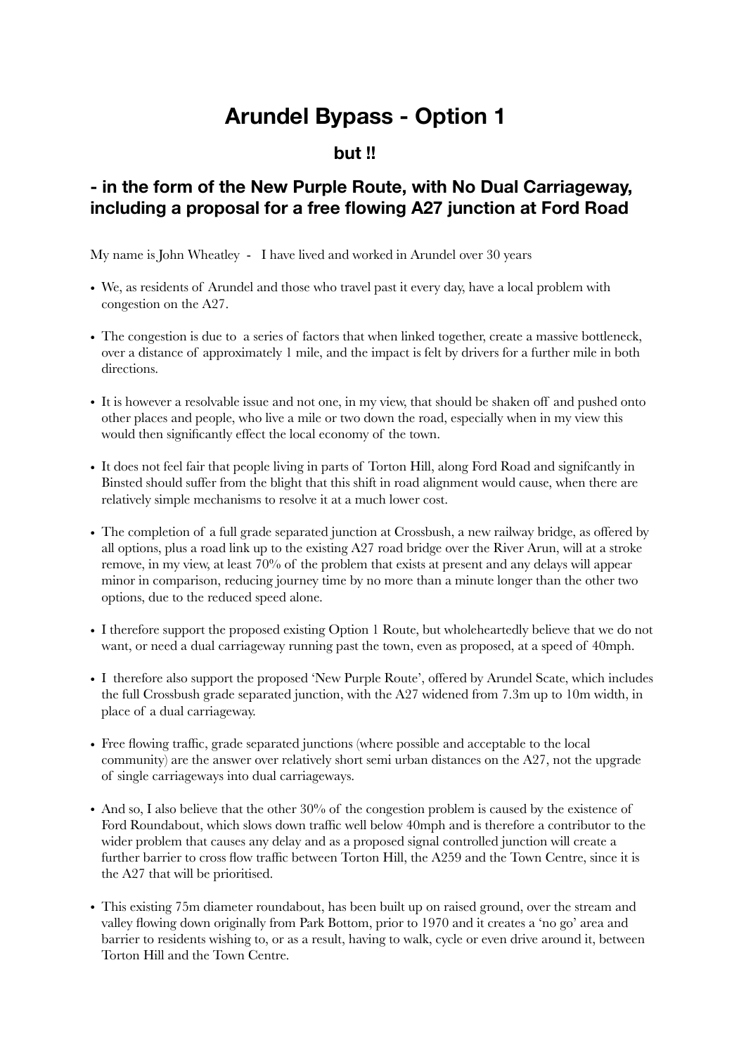# Arundel Bypass - Option 1

## but !!

## - in the form of the New Purple Route, with No Dual Carriageway, including a proposal for a free flowing A27 junction at Ford Road

My name is John Wheatley - I have lived and worked in Arundel over 30 years

- We, as residents of Arundel and those who travel past it every day, have a local problem with congestion on the A27.
- The congestion is due to a series of factors that when linked together, create a massive bottleneck, over a distance of approximately 1 mile, and the impact is felt by drivers for a further mile in both directions.
- It is however a resolvable issue and not one, in my view, that should be shaken off and pushed onto other places and people, who live a mile or two down the road, especially when in my view this would then significantly effect the local economy of the town.
- It does not feel fair that people living in parts of Torton Hill, along Ford Road and signifcantly in Binsted should suffer from the blight that this shift in road alignment would cause, when there are relatively simple mechanisms to resolve it at a much lower cost.
- The completion of a full grade separated junction at Crossbush, a new railway bridge, as offered by all options, plus a road link up to the existing A27 road bridge over the River Arun, will at a stroke remove, in my view, at least 70% of the problem that exists at present and any delays will appear minor in comparison, reducing journey time by no more than a minute longer than the other two options, due to the reduced speed alone.
- I therefore support the proposed existing Option 1 Route, but wholeheartedly believe that we do not want, or need a dual carriageway running past the town, even as proposed, at a speed of 40mph.
- I therefore also support the proposed 'New Purple Route', offered by Arundel Scate, which includes the full Crossbush grade separated junction, with the A27 widened from 7.3m up to 10m width, in place of a dual carriageway.
- Free flowing traffic, grade separated junctions (where possible and acceptable to the local community) are the answer over relatively short semi urban distances on the A27, not the upgrade of single carriageways into dual carriageways.
- And so, I also believe that the other 30% of the congestion problem is caused by the existence of Ford Roundabout, which slows down traffic well below 40mph and is therefore a contributor to the wider problem that causes any delay and as a proposed signal controlled junction will create a further barrier to cross flow traffic between Torton Hill, the A259 and the Town Centre, since it is the A27 that will be prioritised.
- This existing 75m diameter roundabout, has been built up on raised ground, over the stream and valley flowing down originally from Park Bottom, prior to 1970 and it creates a 'no go' area and barrier to residents wishing to, or as a result, having to walk, cycle or even drive around it, between Torton Hill and the Town Centre.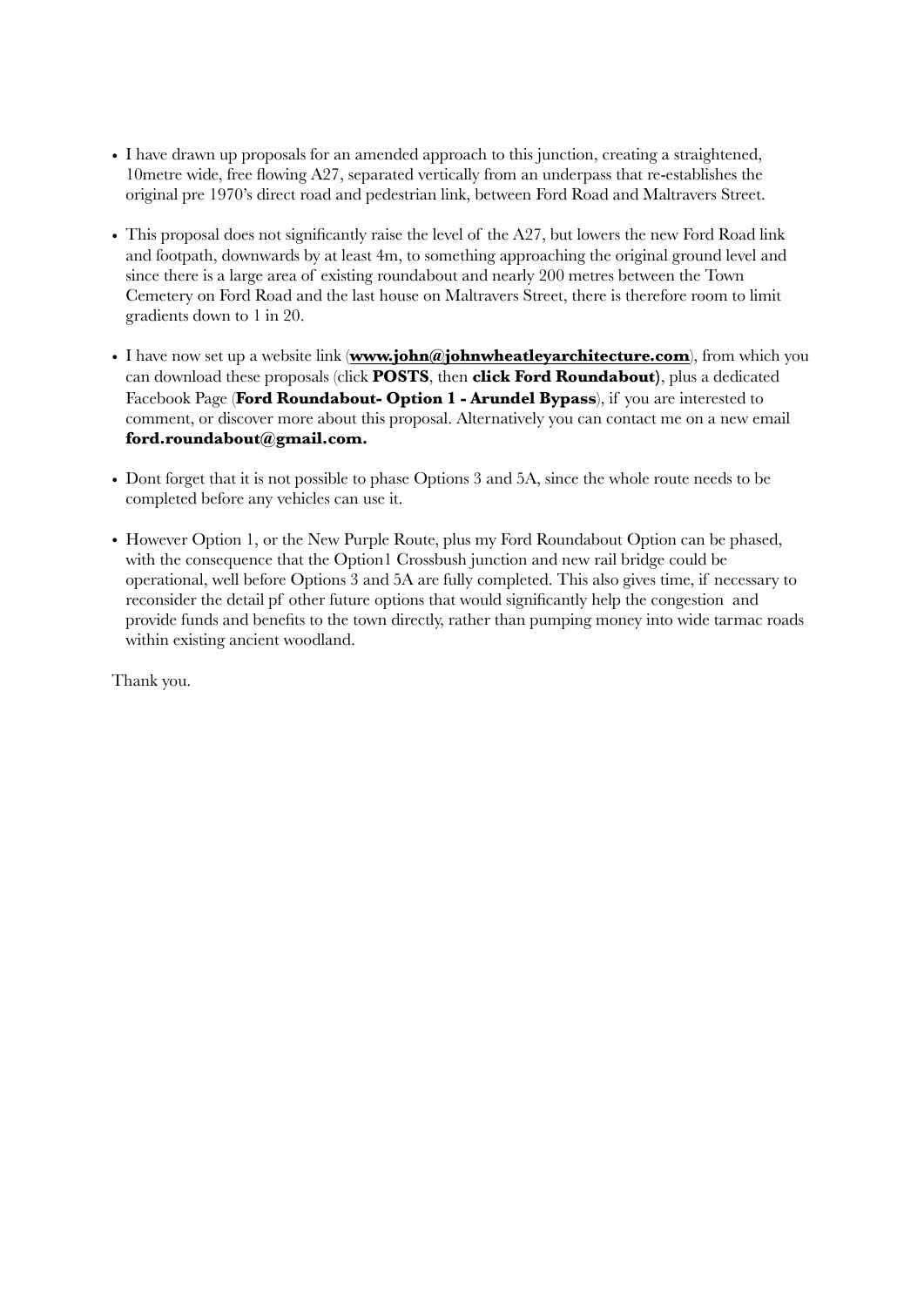- I have drawn up proposals for an amended approach to this junction, creating a straightened, 10metre wide, free flowing A27, separated vertically from an underpass that re-establishes the original pre 1970's direct road and pedestrian link, between Ford Road and Maltravers Street.

- This proposal does not significantly raise the level of the A27, but lowers the new Ford Road link and footpath, downwards by at least 4m, to something approaching the original ground level and since there is a large area of existing roundabout and nearly 200 metres between the Town Cemetery on Ford Road and the last house on Maltravers Street, there is therefore room to limit gradients down to 1 in 20.

- I have now set up a website link (**www.john@johnwheatleyarchitecture.com**), from which you can download these proposals (click **POSTS**, then **click Ford Roundabout)**, plus a dedicated Facebook Page (**Ford Roundabout- Option 1 - Arundel Bypass**), if you are interested to comment, or discover more about this proposal. Alternatively you can contact me on a new email **ford.roundabout@gmail.com.**

- Dont forget that it is not possible to phase Options 3 and 5A, since the whole route needs to be completed before any vehicles can use it.

- However Option 1, or the New Purple Route, plus my Ford Roundabout Option can be phased, with the consequence that the Option1 Crossbush junction and new rail bridge could be operational, well before Options 3 and 5A are fully completed. This also gives time, if necessary to reconsider the detail pf other future options that would significantly help the congestion and provide funds and benefits to the town directly, rather than pumping money into wide tarmac roads within existing ancient woodland.

Thank you.